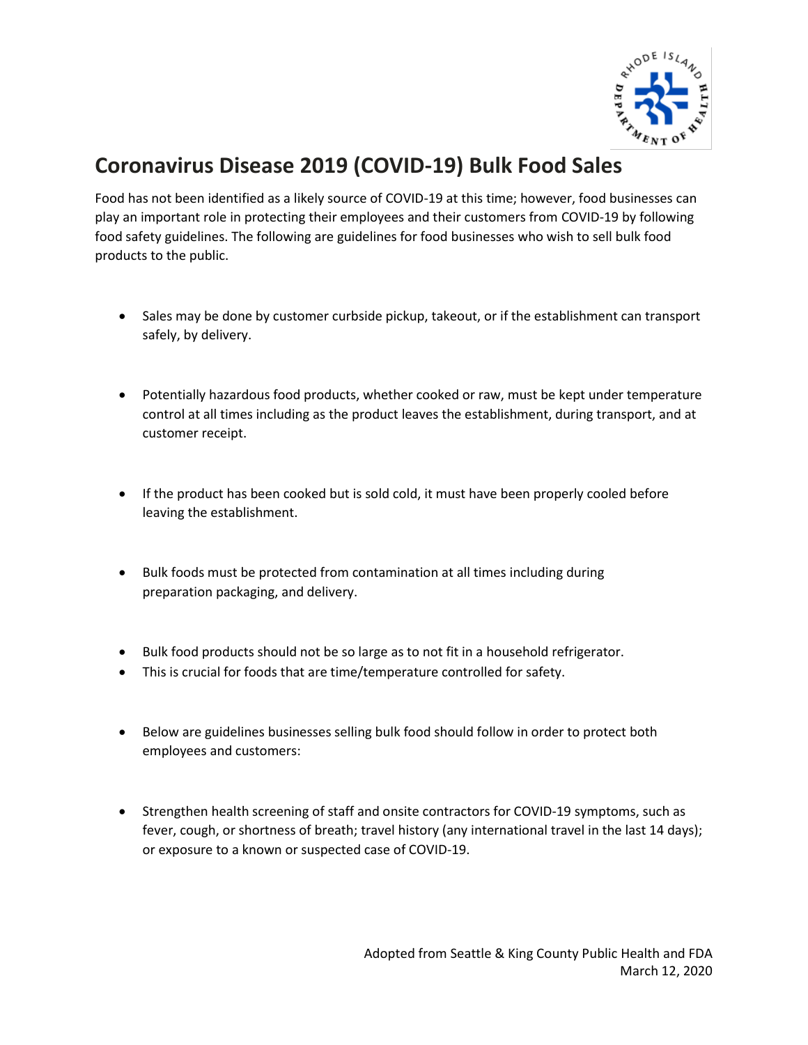# Coronavirus Disease 2019 (COVID-19) Bulk Food Sales

Food has not been identified as a likely source of COVID-19 at this time; however, food businesses can play an important role in protecting their employees and their customers from COVID-19 by following food safety guidelines. The following are guidelines for food businesses who wish to sell bulk food products to the public.

- Sales may be done by customer curbside pickup, takeout, or if the establishment can transport safely, by delivery.

- Potentially hazardous food products, whether cooked or raw, must be kept under temperature control at all times including as the product leaves the establishment, during transport, and at customer receipt.

- If the product has been cooked but is sold cold, it must have been properly cooled before leaving the establishment.

- Bulk foods must be protected from contamination at all times including during preparation packaging, and delivery.

- Bulk food products should not be so large as to not fit in a household refrigerator.
- This is crucial for foods that are time/temperature controlled for safety.

- Below are guidelines businesses selling bulk food should follow in order to protect both employees and customers:

- Strengthen health screening of staff and onsite contractors for COVID-19 symptoms, such as fever, cough, or shortness of breath; travel history (any international travel in the last 14 days); or exposure to a known or suspected case of COVID-19.

Adopted from Seattle & King County Public Health and FDA
March 12, 2020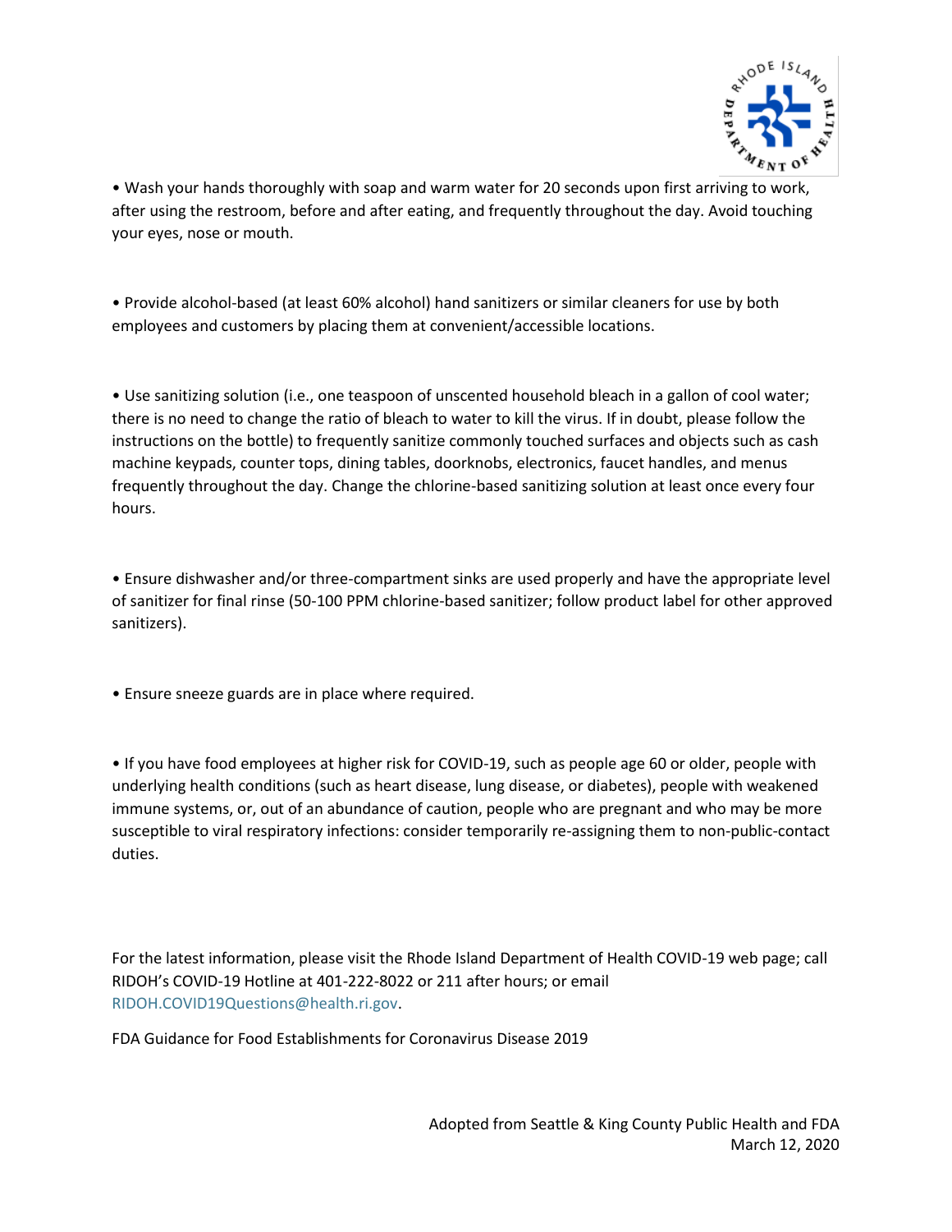- Wash your hands thoroughly with soap and warm water for 20 seconds upon first arriving to work, after using the restroom, before and after eating, and frequently throughout the day. Avoid touching your eyes, nose or mouth.

- Provide alcohol-based (at least 60% alcohol) hand sanitizers or similar cleaners for use by both employees and customers by placing them at convenient/accessible locations.

- Use sanitizing solution (i.e., one teaspoon of unscented household bleach in a gallon of cool water; there is no need to change the ratio of bleach to water to kill the virus. If in doubt, please follow the instructions on the bottle) to frequently sanitize commonly touched surfaces and objects such as cash machine keypads, counter tops, dining tables, doorknobs, electronics, faucet handles, and menus frequently throughout the day. Change the chlorine-based sanitizing solution at least once every four hours.

- Ensure dishwasher and/or three-compartment sinks are used properly and have the appropriate level of sanitizer for final rinse (50-100 PPM chlorine-based sanitizer; follow product label for other approved sanitizers).

- Ensure sneeze guards are in place where required.

- If you have food employees at higher risk for COVID-19, such as people age 60 or older, people with underlying health conditions (such as heart disease, lung disease, or diabetes), people with weakened immune systems, or, out of an abundance of caution, people who are pregnant and who may be more susceptible to viral respiratory infections: consider temporarily re-assigning them to non-public-contact duties.

For the latest information, please visit the Rhode Island Department of Health COVID-19 web page; call RIDOH's COVID-19 Hotline at 401-222-8022 or 211 after hours; or email RIDOH.COVID19Questions@health.ri.gov.

FDA Guidance for Food Establishments for Coronavirus Disease 2019

Adopted from Seattle & King County Public Health and FDA
March 12, 2020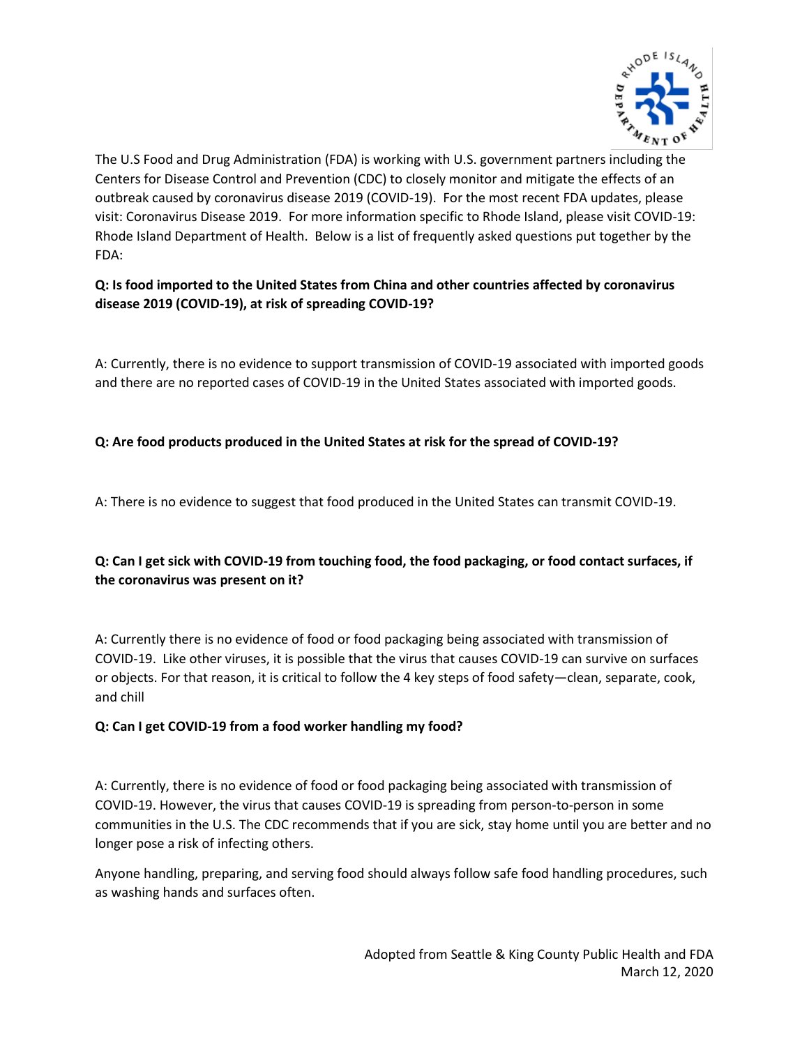The U.S Food and Drug Administration (FDA) is working with U.S. government partners including the Centers for Disease Control and Prevention (CDC) to closely monitor and mitigate the effects of an outbreak caused by coronavirus disease 2019 (COVID-19). For the most recent FDA updates, please visit: Coronavirus Disease 2019. For more information specific to Rhode Island, please visit COVID-19: Rhode Island Department of Health. Below is a list of frequently asked questions put together by the FDA:

**Q: Is food imported to the United States from China and other countries affected by coronavirus disease 2019 (COVID-19), at risk of spreading COVID-19?**

A: Currently, there is no evidence to support transmission of COVID-19 associated with imported goods and there are no reported cases of COVID-19 in the United States associated with imported goods.

**Q: Are food products produced in the United States at risk for the spread of COVID-19?**

A: There is no evidence to suggest that food produced in the United States can transmit COVID-19.

**Q: Can I get sick with COVID-19 from touching food, the food packaging, or food contact surfaces, if the coronavirus was present on it?**

A: Currently there is no evidence of food or food packaging being associated with transmission of COVID-19. Like other viruses, it is possible that the virus that causes COVID-19 can survive on surfaces or objects. For that reason, it is critical to follow the 4 key steps of food safety—clean, separate, cook, and chill

**Q: Can I get COVID-19 from a food worker handling my food?**

A: Currently, there is no evidence of food or food packaging being associated with transmission of COVID-19. However, the virus that causes COVID-19 is spreading from person-to-person in some communities in the U.S. The CDC recommends that if you are sick, stay home until you are better and no longer pose a risk of infecting others.

Anyone handling, preparing, and serving food should always follow safe food handling procedures, such as washing hands and surfaces often.

Adopted from Seattle & King County Public Health and FDA
March 12, 2020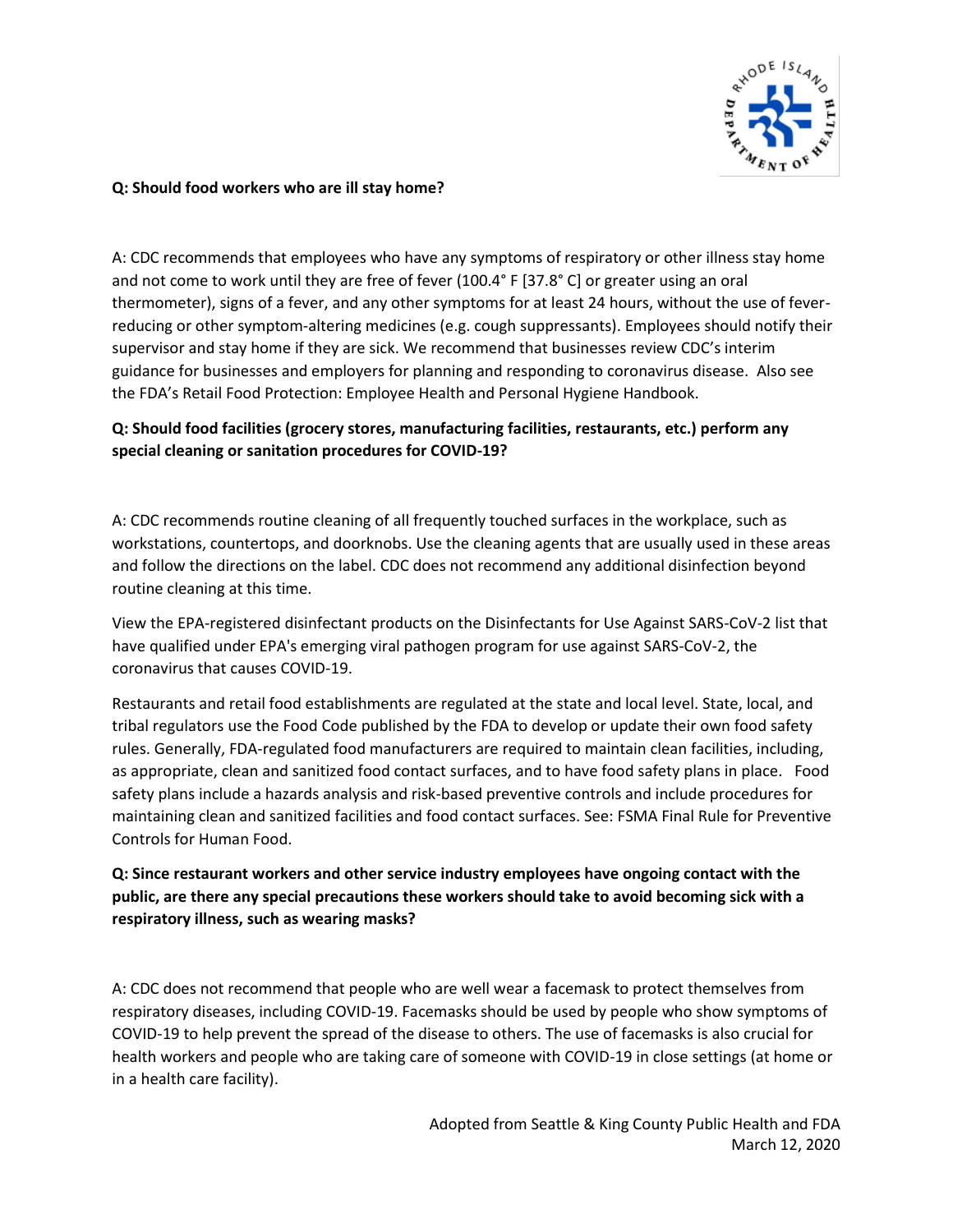**Q: Should food workers who are ill stay home?**

A: CDC recommends that employees who have any symptoms of respiratory or other illness stay home and not come to work until they are free of fever (100.4° F [37.8° C] or greater using an oral thermometer), signs of a fever, and any other symptoms for at least 24 hours, without the use of fever-reducing or other symptom-altering medicines (e.g. cough suppressants). Employees should notify their supervisor and stay home if they are sick. We recommend that businesses review CDC's interim guidance for businesses and employers for planning and responding to coronavirus disease. Also see the FDA's Retail Food Protection: Employee Health and Personal Hygiene Handbook.

**Q: Should food facilities (grocery stores, manufacturing facilities, restaurants, etc.) perform any special cleaning or sanitation procedures for COVID-19?**

A: CDC recommends routine cleaning of all frequently touched surfaces in the workplace, such as workstations, countertops, and doorknobs. Use the cleaning agents that are usually used in these areas and follow the directions on the label. CDC does not recommend any additional disinfection beyond routine cleaning at this time.

View the EPA-registered disinfectant products on the Disinfectants for Use Against SARS-CoV-2 list that have qualified under EPA's emerging viral pathogen program for use against SARS-CoV-2, the coronavirus that causes COVID-19.

Restaurants and retail food establishments are regulated at the state and local level. State, local, and tribal regulators use the Food Code published by the FDA to develop or update their own food safety rules. Generally, FDA-regulated food manufacturers are required to maintain clean facilities, including, as appropriate, clean and sanitized food contact surfaces, and to have food safety plans in place. Food safety plans include a hazards analysis and risk-based preventive controls and include procedures for maintaining clean and sanitized facilities and food contact surfaces. See: FSMA Final Rule for Preventive Controls for Human Food.

**Q: Since restaurant workers and other service industry employees have ongoing contact with the public, are there any special precautions these workers should take to avoid becoming sick with a respiratory illness, such as wearing masks?**

A: CDC does not recommend that people who are well wear a facemask to protect themselves from respiratory diseases, including COVID-19. Facemasks should be used by people who show symptoms of COVID-19 to help prevent the spread of the disease to others. The use of facemasks is also crucial for health workers and people who are taking care of someone with COVID-19 in close settings (at home or in a health care facility).

Adopted from Seattle & King County Public Health and FDA
March 12, 2020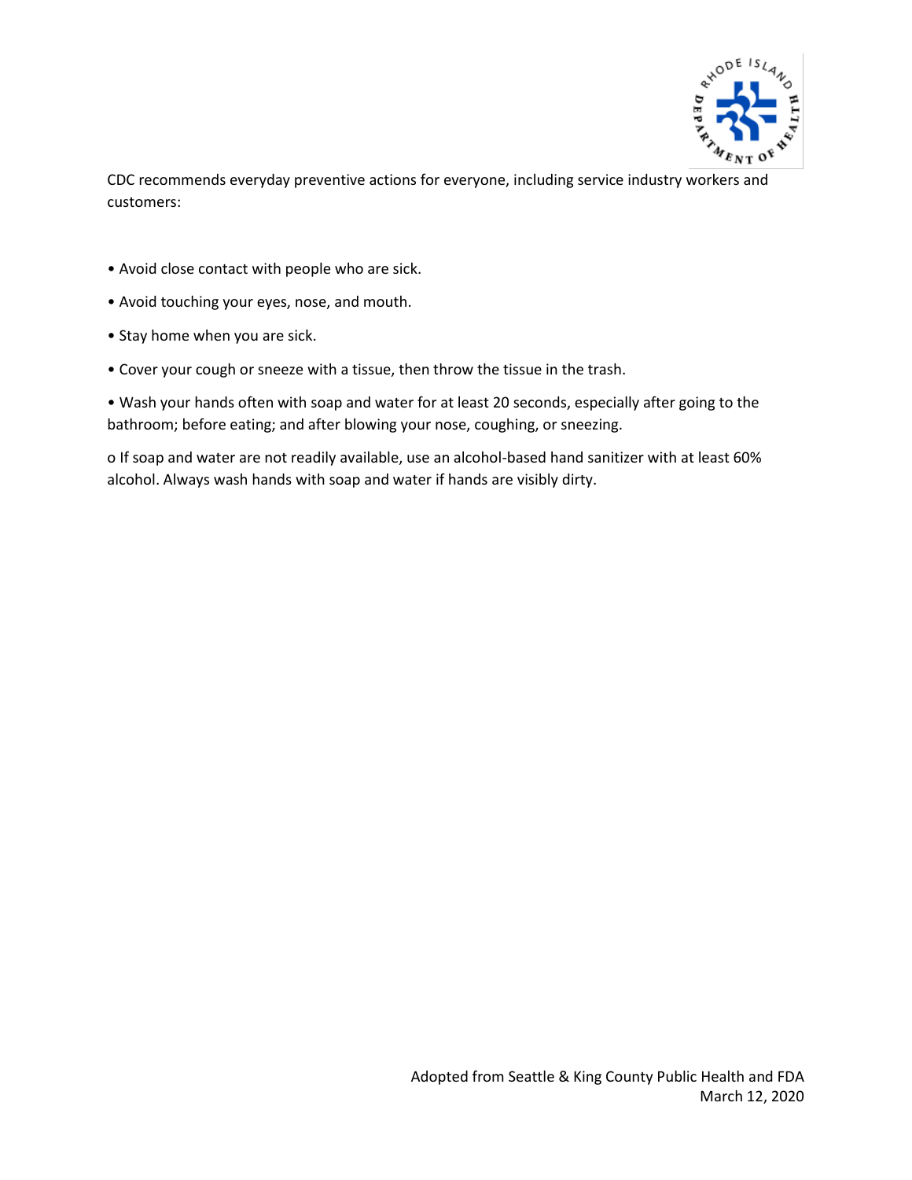CDC recommends everyday preventive actions for everyone, including service industry workers and customers:

- Avoid close contact with people who are sick.
- Avoid touching your eyes, nose, and mouth.
- Stay home when you are sick.
- Cover your cough or sneeze with a tissue, then throw the tissue in the trash.
- Wash your hands often with soap and water for at least 20 seconds, especially after going to the bathroom; before eating; and after blowing your nose, coughing, or sneezing.
  - If soap and water are not readily available, use an alcohol-based hand sanitizer with at least 60% alcohol. Always wash hands with soap and water if hands are visibly dirty.

Adopted from Seattle & King County Public Health and FDA
March 12, 2020